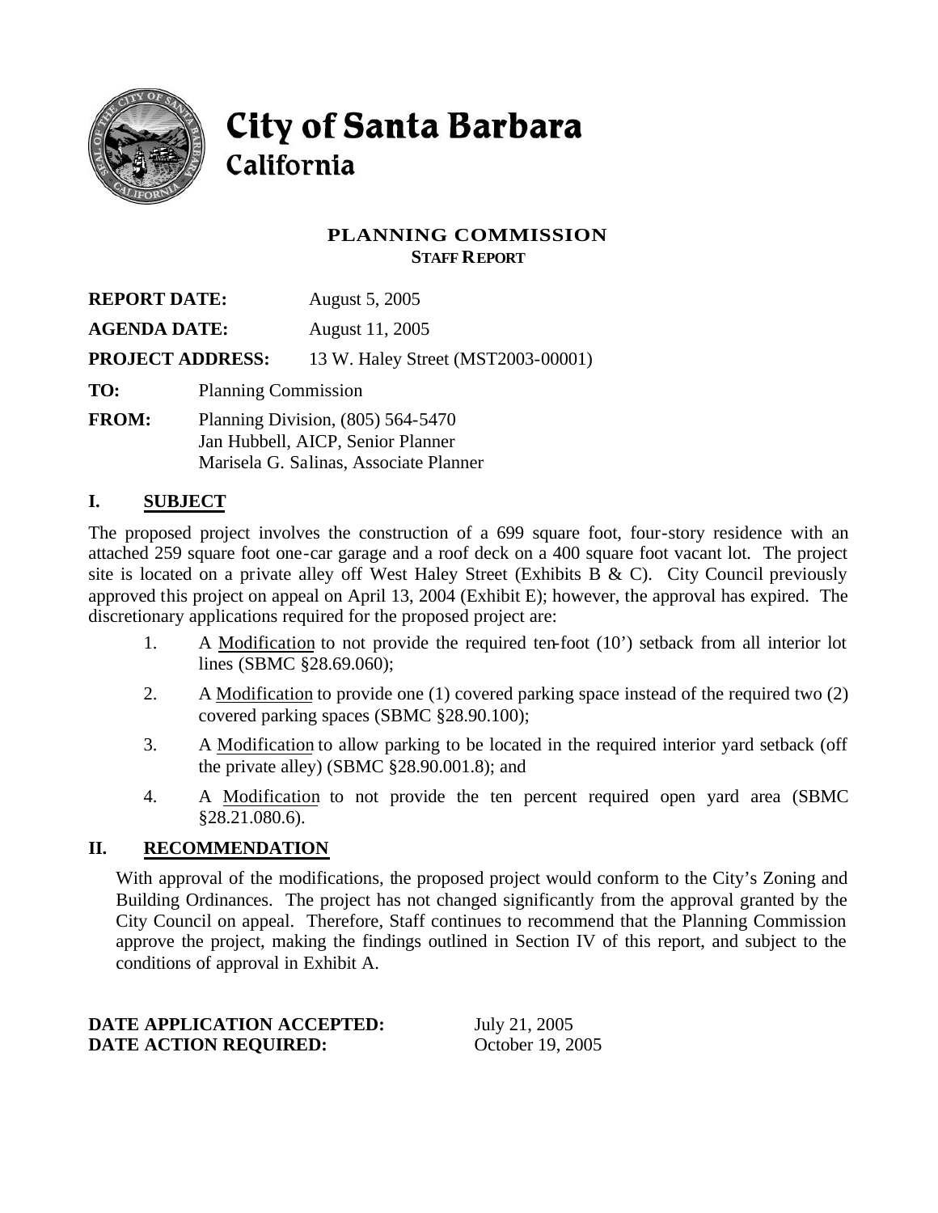# City of Santa Barbara

## California

### PLANNING COMMISSION

**STAFF REPORT**

**REPORT DATE:** August 5, 2005

**AGENDA DATE:** August 11, 2005

**PROJECT ADDRESS:** 13 W. Haley Street (MST2003-00001)

**TO:** Planning Commission

**FROM:** Planning Division, (805) 564-5470
Jan Hubbell, AICP, Senior Planner
Marisela G. Salinas, Associate Planner

## I. SUBJECT

The proposed project involves the construction of a 699 square foot, four-story residence with an attached 259 square foot one-car garage and a roof deck on a 400 square foot vacant lot. The project site is located on a private alley off West Haley Street (Exhibits B & C). City Council previously approved this project on appeal on April 13, 2004 (Exhibit E); however, the approval has expired. The discretionary applications required for the proposed project are:

1. A Modification to not provide the required ten-foot (10') setback from all interior lot lines (SBMC §28.69.060);
2. A Modification to provide one (1) covered parking space instead of the required two (2) covered parking spaces (SBMC §28.90.100);
3. A Modification to allow parking to be located in the required interior yard setback (off the private alley) (SBMC §28.90.001.8); and
4. A Modification to not provide the ten percent required open yard area (SBMC §28.21.080.6).

## II. RECOMMENDATION

With approval of the modifications, the proposed project would conform to the City's Zoning and Building Ordinances. The project has not changed significantly from the approval granted by the City Council on appeal. Therefore, Staff continues to recommend that the Planning Commission approve the project, making the findings outlined in Section IV of this report, and subject to the conditions of approval in Exhibit A.

**DATE APPLICATION ACCEPTED:** July 21, 2005
**DATE ACTION REQUIRED:** October 19, 2005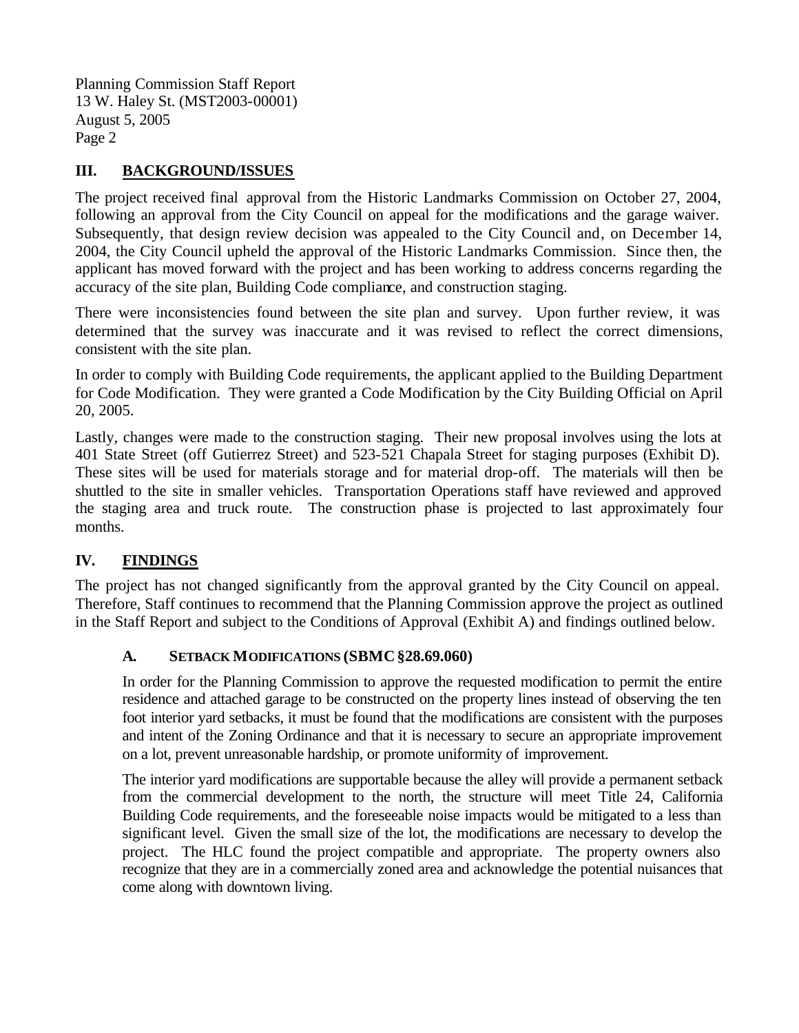## III. BACKGROUND/ISSUES

The project received final approval from the Historic Landmarks Commission on October 27, 2004, following an approval from the City Council on appeal for the modifications and the garage waiver. Subsequently, that design review decision was appealed to the City Council and, on December 14, 2004, the City Council upheld the approval of the Historic Landmarks Commission. Since then, the applicant has moved forward with the project and has been working to address concerns regarding the accuracy of the site plan, Building Code compliance, and construction staging.

There were inconsistencies found between the site plan and survey. Upon further review, it was determined that the survey was inaccurate and it was revised to reflect the correct dimensions, consistent with the site plan.

In order to comply with Building Code requirements, the applicant applied to the Building Department for Code Modification. They were granted a Code Modification by the City Building Official on April 20, 2005.

Lastly, changes were made to the construction staging. Their new proposal involves using the lots at 401 State Street (off Gutierrez Street) and 523-521 Chapala Street for staging purposes (Exhibit D). These sites will be used for materials storage and for material drop-off. The materials will then be shuttled to the site in smaller vehicles. Transportation Operations staff have reviewed and approved the staging area and truck route. The construction phase is projected to last approximately four months.

## IV. FINDINGS

The project has not changed significantly from the approval granted by the City Council on appeal. Therefore, Staff continues to recommend that the Planning Commission approve the project as outlined in the Staff Report and subject to the Conditions of Approval (Exhibit A) and findings outlined below.

### A. SETBACK MODIFICATIONS (SBMC §28.69.060)

In order for the Planning Commission to approve the requested modification to permit the entire residence and attached garage to be constructed on the property lines instead of observing the ten foot interior yard setbacks, it must be found that the modifications are consistent with the purposes and intent of the Zoning Ordinance and that it is necessary to secure an appropriate improvement on a lot, prevent unreasonable hardship, or promote uniformity of improvement.

The interior yard modifications are supportable because the alley will provide a permanent setback from the commercial development to the north, the structure will meet Title 24, California Building Code requirements, and the foreseeable noise impacts would be mitigated to a less than significant level. Given the small size of the lot, the modifications are necessary to develop the project. The HLC found the project compatible and appropriate. The property owners also recognize that they are in a commercially zoned area and acknowledge the potential nuisances that come along with downtown living.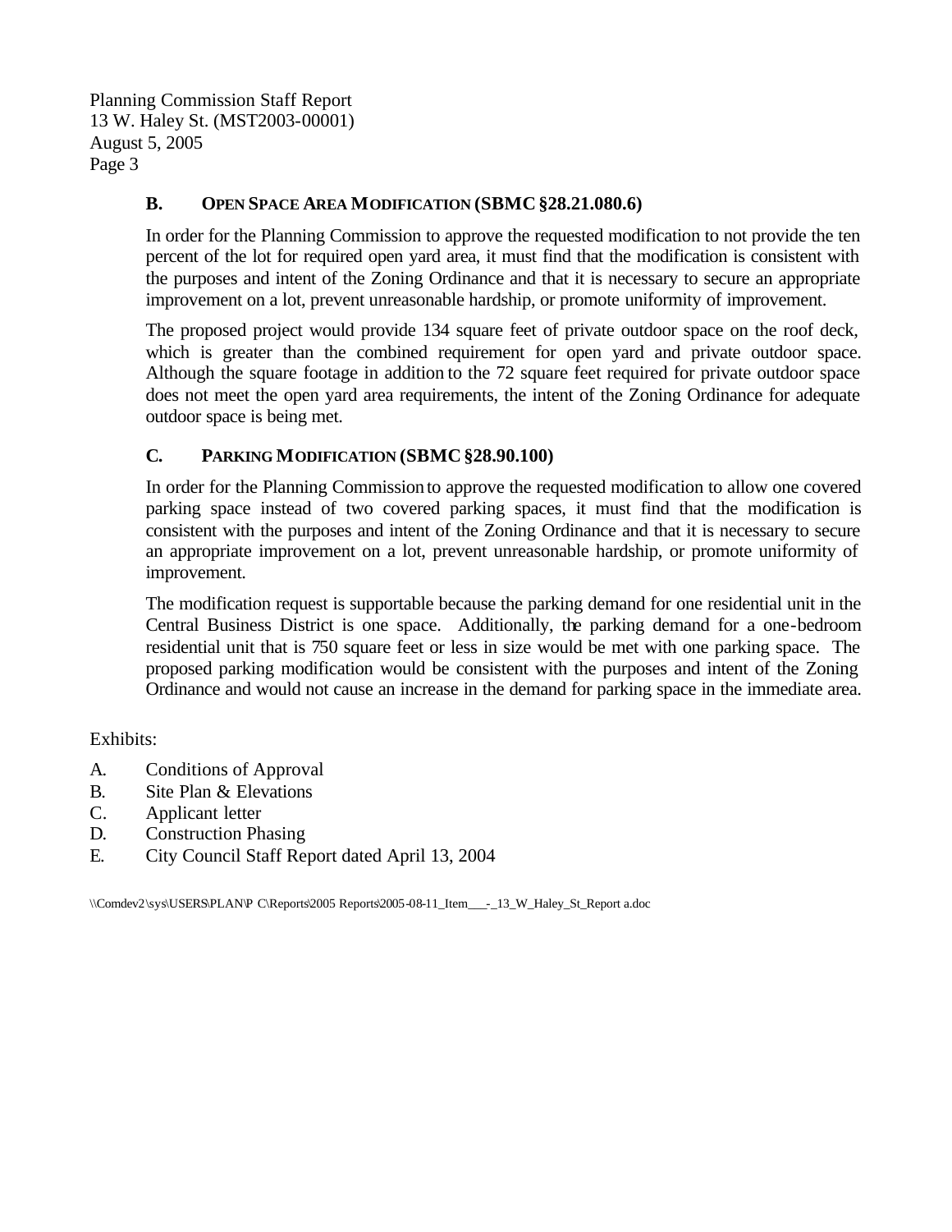### B. OPEN SPACE AREA MODIFICATION (SBMC §28.21.080.6)

In order for the Planning Commission to approve the requested modification to not provide the ten percent of the lot for required open yard area, it must find that the modification is consistent with the purposes and intent of the Zoning Ordinance and that it is necessary to secure an appropriate improvement on a lot, prevent unreasonable hardship, or promote uniformity of improvement.

The proposed project would provide 134 square feet of private outdoor space on the roof deck, which is greater than the combined requirement for open yard and private outdoor space. Although the square footage in addition to the 72 square feet required for private outdoor space does not meet the open yard area requirements, the intent of the Zoning Ordinance for adequate outdoor space is being met.

### C. PARKING MODIFICATION (SBMC §28.90.100)

In order for the Planning Commission to approve the requested modification to allow one covered parking space instead of two covered parking spaces, it must find that the modification is consistent with the purposes and intent of the Zoning Ordinance and that it is necessary to secure an appropriate improvement on a lot, prevent unreasonable hardship, or promote uniformity of improvement.

The modification request is supportable because the parking demand for one residential unit in the Central Business District is one space. Additionally, the parking demand for a one-bedroom residential unit that is 750 square feet or less in size would be met with one parking space. The proposed parking modification would be consistent with the purposes and intent of the Zoning Ordinance and would not cause an increase in the demand for parking space in the immediate area.

Exhibits:

A. Conditions of Approval
B. Site Plan & Elevations
C. Applicant letter
D. Construction Phasing
E. City Council Staff Report dated April 13, 2004

\\Comdev2\sys\USERS\PLAN\P C\Reports\2005 Reports\2005-08-11_Item___-_13_W_Haley_St_Report a.doc